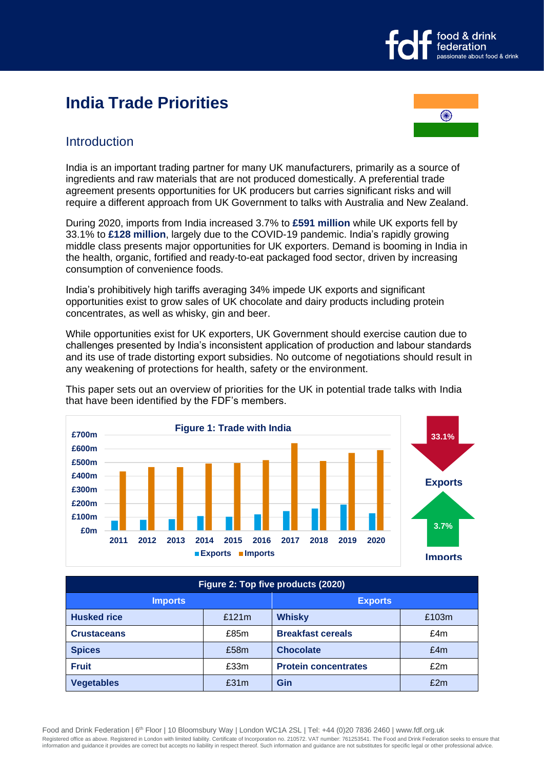# India Trade Priorities

## Introduction

India is an important trading partner for many UK manufacturers, primarily as a source of ingredients and raw materials that are not produced domestically. A preferential trade agreement presents opportunities for UK producers but carries significant risks and will require a different approach from UK Government to talks with Australia and New Zealand.

During 2020, imports from India increased 3.7% to **£591 million** while UK exports fell by 33.1% to **£128 million**, largely due to the COVID-19 pandemic. India's rapidly growing middle class presents major opportunities for UK exporters. Demand is booming in India in the health, organic, fortified and ready-to-eat packaged food sector, driven by increasing consumption of convenience foods.

India's prohibitively high tariffs averaging 34% impede UK exports and significant opportunities exist to grow sales of UK chocolate and dairy products including protein concentrates, as well as whisky, gin and beer.

While opportunities exist for UK exporters, UK Government should exercise caution due to challenges presented by India's inconsistent application of production and labour standards and its use of trade distorting export subsidies. No outcome of negotiations should result in any weakening of protections for health, safety or the environment.

This paper sets out an overview of priorities for the UK in potential trade talks with India that have been identified by the FDF's members.

**Figure 1: Trade with India**

Exports: 33.1% (decrease)
Imports: 3.7% (increase)

| Figure 2: Top five products (2020) | | | |
|---|---|---|---|
| **Imports** | | **Exports** | |
| **Husked rice** | £121m | **Whisky** | £103m |
| **Crustaceans** | £85m | **Breakfast cereals** | £4m |
| **Spices** | £58m | **Chocolate** | £4m |
| **Fruit** | £33m | **Protein concentrates** | £2m |
| **Vegetables** | £31m | **Gin** | £2m |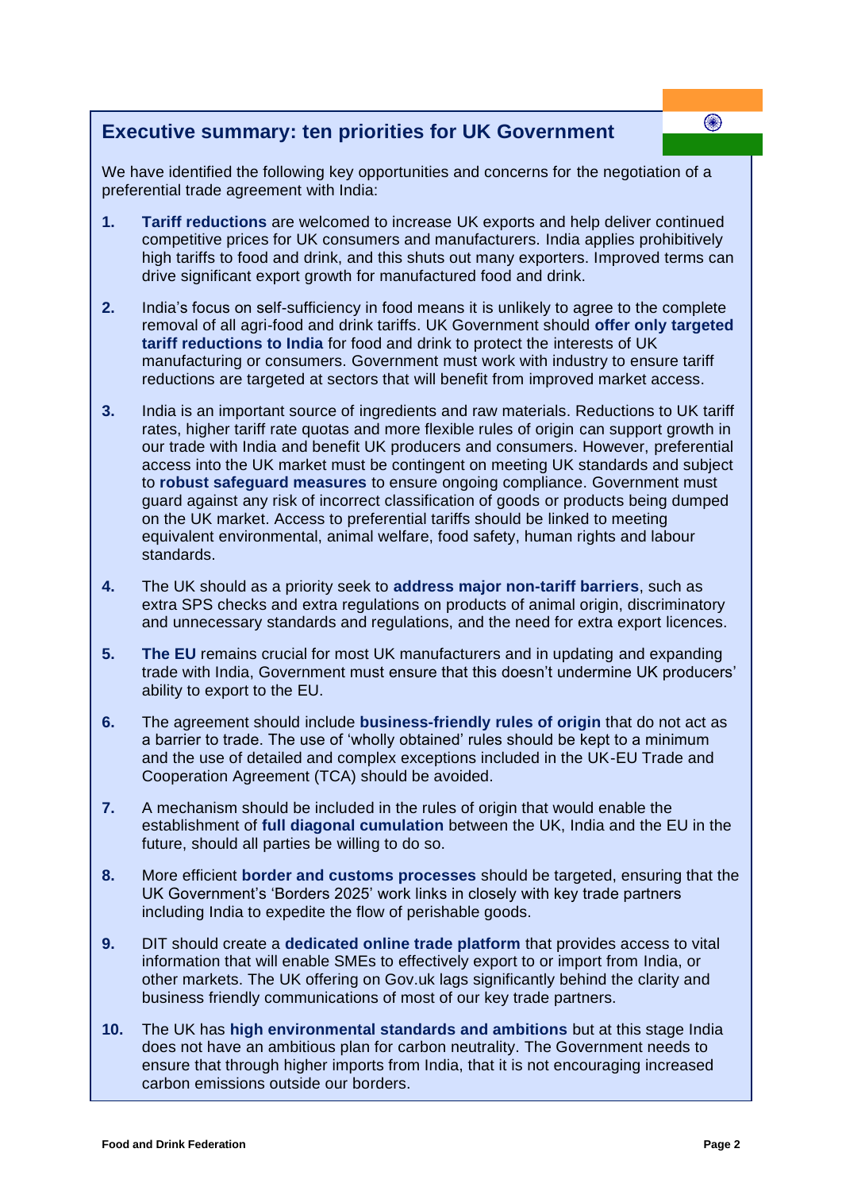## Executive summary: ten priorities for UK Government

We have identified the following key opportunities and concerns for the negotiation of a preferential trade agreement with India:

1. **Tariff reductions** are welcomed to increase UK exports and help deliver continued competitive prices for UK consumers and manufacturers. India applies prohibitively high tariffs to food and drink, and this shuts out many exporters. Improved terms can drive significant export growth for manufactured food and drink.

2. India's focus on self-sufficiency in food means it is unlikely to agree to the complete removal of all agri-food and drink tariffs. UK Government should **offer only targeted tariff reductions to India** for food and drink to protect the interests of UK manufacturing or consumers. Government must work with industry to ensure tariff reductions are targeted at sectors that will benefit from improved market access.

3. India is an important source of ingredients and raw materials. Reductions to UK tariff rates, higher tariff rate quotas and more flexible rules of origin can support growth in our trade with India and benefit UK producers and consumers. However, preferential access into the UK market must be contingent on meeting UK standards and subject to **robust safeguard measures** to ensure ongoing compliance. Government must guard against any risk of incorrect classification of goods or products being dumped on the UK market. Access to preferential tariffs should be linked to meeting equivalent environmental, animal welfare, food safety, human rights and labour standards.

4. The UK should as a priority seek to **address major non-tariff barriers**, such as extra SPS checks and extra regulations on products of animal origin, discriminatory and unnecessary standards and regulations, and the need for extra export licences.

5. **The EU** remains crucial for most UK manufacturers and in updating and expanding trade with India, Government must ensure that this doesn't undermine UK producers' ability to export to the EU.

6. The agreement should include **business-friendly rules of origin** that do not act as a barrier to trade. The use of 'wholly obtained' rules should be kept to a minimum and the use of detailed and complex exceptions included in the UK-EU Trade and Cooperation Agreement (TCA) should be avoided.

7. A mechanism should be included in the rules of origin that would enable the establishment of **full diagonal cumulation** between the UK, India and the EU in the future, should all parties be willing to do so.

8. More efficient **border and customs processes** should be targeted, ensuring that the UK Government's 'Borders 2025' work links in closely with key trade partners including India to expedite the flow of perishable goods.

9. DIT should create a **dedicated online trade platform** that provides access to vital information that will enable SMEs to effectively export to or import from India, or other markets. The UK offering on Gov.uk lags significantly behind the clarity and business friendly communications of most of our key trade partners.

10. The UK has **high environmental standards and ambitions** but at this stage India does not have an ambitious plan for carbon neutrality. The Government needs to ensure that through higher imports from India, that it is not encouraging increased carbon emissions outside our borders.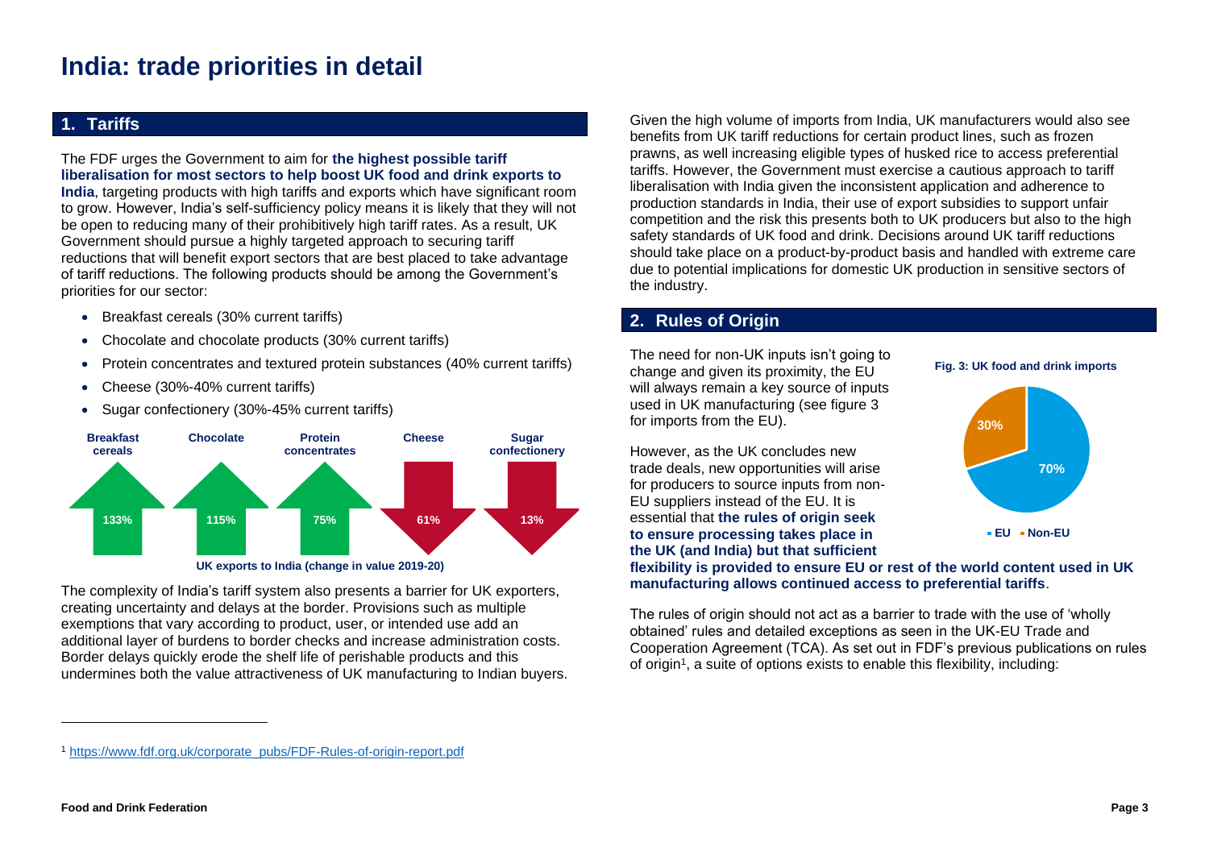# India: trade priorities in detail

## 1. Tariffs

The FDF urges the Government to aim for **the highest possible tariff liberalisation for most sectors to help boost UK food and drink exports to India**, targeting products with high tariffs and exports which have significant room to grow. However, India's self-sufficiency policy means it is likely that they will not be open to reducing many of their prohibitively high tariff rates. As a result, UK Government should pursue a highly targeted approach to securing tariff reductions that will benefit export sectors that are best placed to take advantage of tariff reductions. The following products should be among the Government's priorities for our sector:

- Breakfast cereals (30% current tariffs)
- Chocolate and chocolate products (30% current tariffs)
- Protein concentrates and textured protein substances (40% current tariffs)
- Cheese (30%-40% current tariffs)
- Sugar confectionery (30%-45% current tariffs)

| Breakfast cereals | Chocolate | Protein concentrates | Cheese | Sugar confectionery |
|---|---|---|---|---|
| ↑ 133% | ↑ 115% | ↑ 75% | ↓ 61% | ↓ 13% |

UK exports to India (change in value 2019-20)

The complexity of India's tariff system also presents a barrier for UK exporters, creating uncertainty and delays at the border. Provisions such as multiple exemptions that vary according to product, user, or intended use add an additional layer of burdens to border checks and increase administration costs. Border delays quickly erode the shelf life of perishable products and this undermines both the value attractiveness of UK manufacturing to Indian buyers.

Given the high volume of imports from India, UK manufacturers would also see benefits from UK tariff reductions for certain product lines, such as frozen prawns, as well increasing eligible types of husked rice to access preferential tariffs. However, the Government must exercise a cautious approach to tariff liberalisation with India given the inconsistent application and adherence to production standards in India, their use of export subsidies to support unfair competition and the risk this presents both to UK producers but also to the high safety standards of UK food and drink. Decisions around UK tariff reductions should take place on a product-by-product basis and handled with extreme care due to potential implications for domestic UK production in sensitive sectors of the industry.

## 2. Rules of Origin

The need for non-UK inputs isn't going to change and given its proximity, the EU will always remain a key source of inputs used in UK manufacturing (see figure 3 for imports from the EU).

**Fig. 3: UK food and drink imports**

| EU | Non-EU |
|---|---|
| 70% | 30% |

However, as the UK concludes new trade deals, new opportunities will arise for producers to source inputs from non-EU suppliers instead of the EU. It is essential that **the rules of origin seek to ensure processing takes place in the UK (and India) but that sufficient flexibility is provided to ensure EU or rest of the world content used in UK manufacturing allows continued access to preferential tariffs**.

The rules of origin should not act as a barrier to trade with the use of 'wholly obtained' rules and detailed exceptions as seen in the UK-EU Trade and Cooperation Agreement (TCA). As set out in FDF's previous publications on rules of origin[1], a suite of options exists to enable this flexibility, including:

[1] https://www.fdf.org.uk/corporate_pubs/FDF-Rules-of-origin-report.pdf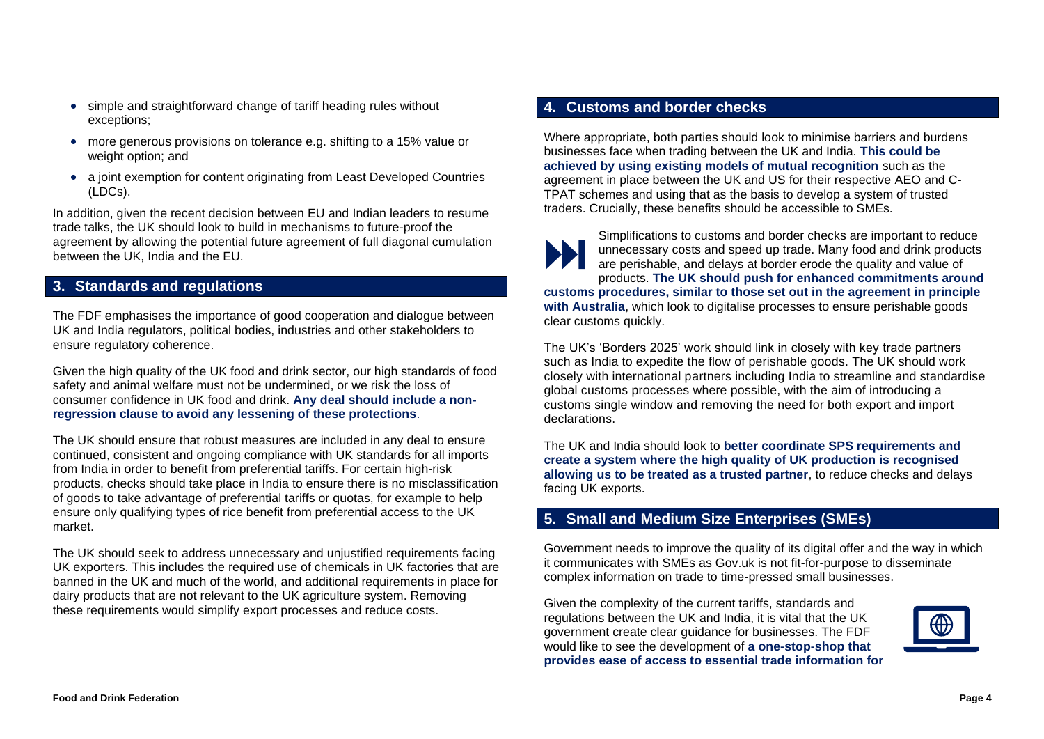- simple and straightforward change of tariff heading rules without exceptions;
- more generous provisions on tolerance e.g. shifting to a 15% value or weight option; and
- a joint exemption for content originating from Least Developed Countries (LDCs).

In addition, given the recent decision between EU and Indian leaders to resume trade talks, the UK should look to build in mechanisms to future-proof the agreement by allowing the potential future agreement of full diagonal cumulation between the UK, India and the EU.

## 3. Standards and regulations

The FDF emphasises the importance of good cooperation and dialogue between UK and India regulators, political bodies, industries and other stakeholders to ensure regulatory coherence.

Given the high quality of the UK food and drink sector, our high standards of food safety and animal welfare must not be undermined, or we risk the loss of consumer confidence in UK food and drink. **Any deal should include a non-regression clause to avoid any lessening of these protections**.

The UK should ensure that robust measures are included in any deal to ensure continued, consistent and ongoing compliance with UK standards for all imports from India in order to benefit from preferential tariffs. For certain high-risk products, checks should take place in India to ensure there is no misclassification of goods to take advantage of preferential tariffs or quotas, for example to help ensure only qualifying types of rice benefit from preferential access to the UK market.

The UK should seek to address unnecessary and unjustified requirements facing UK exporters. This includes the required use of chemicals in UK factories that are banned in the UK and much of the world, and additional requirements in place for dairy products that are not relevant to the UK agriculture system. Removing these requirements would simplify export processes and reduce costs.

## 4. Customs and border checks

Where appropriate, both parties should look to minimise barriers and burdens businesses face when trading between the UK and India. **This could be achieved by using existing models of mutual recognition** such as the agreement in place between the UK and US for their respective AEO and C-TPAT schemes and using that as the basis to develop a system of trusted traders. Crucially, these benefits should be accessible to SMEs.

Simplifications to customs and border checks are important to reduce unnecessary costs and speed up trade. Many food and drink products are perishable, and delays at border erode the quality and value of products. **The UK should push for enhanced commitments around customs procedures, similar to those set out in the agreement in principle with Australia**, which look to digitalise processes to ensure perishable goods clear customs quickly.

The UK's 'Borders 2025' work should link in closely with key trade partners such as India to expedite the flow of perishable goods. The UK should work closely with international partners including India to streamline and standardise global customs processes where possible, with the aim of introducing a customs single window and removing the need for both export and import declarations.

The UK and India should look to **better coordinate SPS requirements and create a system where the high quality of UK production is recognised allowing us to be treated as a trusted partner**, to reduce checks and delays facing UK exports.

## 5. Small and Medium Size Enterprises (SMEs)

Government needs to improve the quality of its digital offer and the way in which it communicates with SMEs as Gov.uk is not fit-for-purpose to disseminate complex information on trade to time-pressed small businesses.

Given the complexity of the current tariffs, standards and regulations between the UK and India, it is vital that the UK government create clear guidance for businesses. The FDF would like to see the development of **a one-stop-shop that provides ease of access to essential trade information for**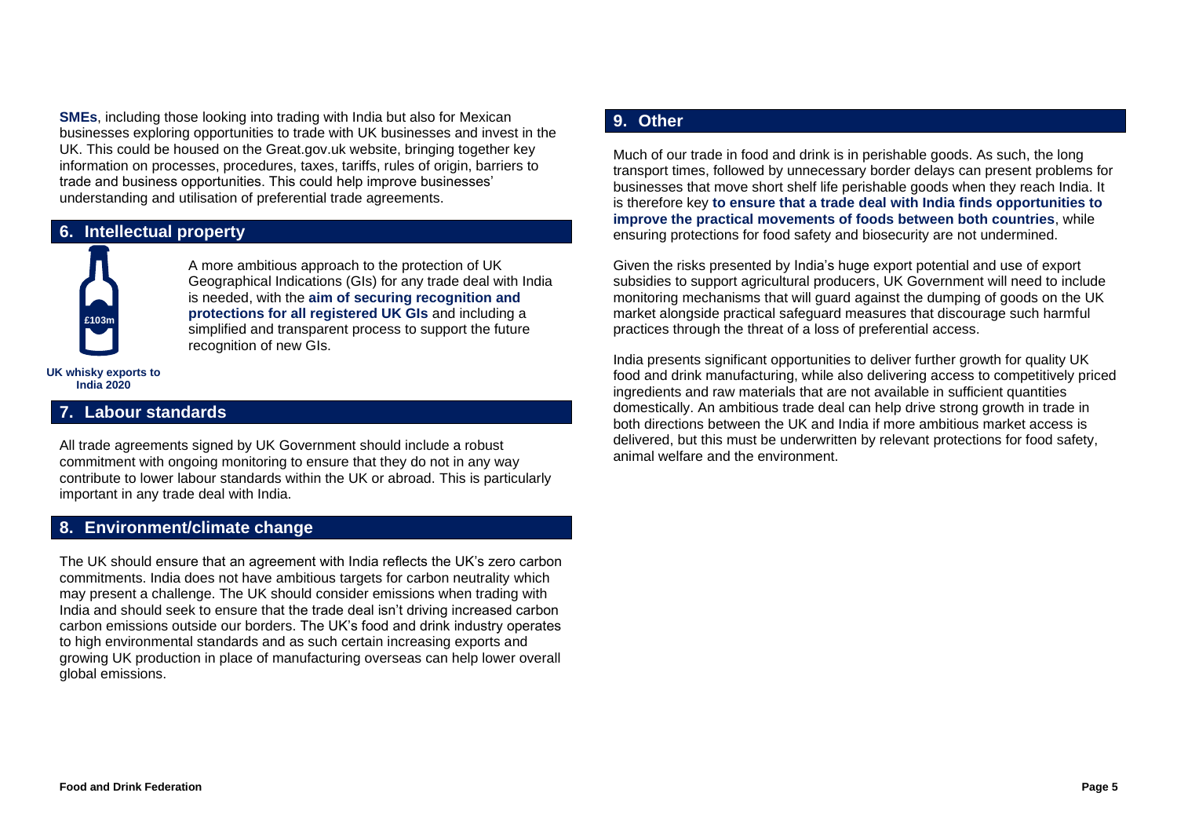**SMEs**, including those looking into trading with India but also for Mexican businesses exploring opportunities to trade with UK businesses and invest in the UK. This could be housed on the Great.gov.uk website, bringing together key information on processes, procedures, taxes, tariffs, rules of origin, barriers to trade and business opportunities. This could help improve businesses' understanding and utilisation of preferential trade agreements.

## 6. Intellectual property

£103m

**UK whisky exports to India 2020**

A more ambitious approach to the protection of UK Geographical Indications (GIs) for any trade deal with India is needed, with the **aim of securing recognition and protections for all registered UK GIs** and including a simplified and transparent process to support the future recognition of new GIs.

## 7. Labour standards

All trade agreements signed by UK Government should include a robust commitment with ongoing monitoring to ensure that they do not in any way contribute to lower labour standards within the UK or abroad. This is particularly important in any trade deal with India.

## 8. Environment/climate change

The UK should ensure that an agreement with India reflects the UK's zero carbon commitments. India does not have ambitious targets for carbon neutrality which may present a challenge. The UK should consider emissions when trading with India and should seek to ensure that the trade deal isn't driving increased carbon carbon emissions outside our borders. The UK's food and drink industry operates to high environmental standards and as such certain increasing exports and growing UK production in place of manufacturing overseas can help lower overall global emissions.

## 9. Other

Much of our trade in food and drink is in perishable goods. As such, the long transport times, followed by unnecessary border delays can present problems for businesses that move short shelf life perishable goods when they reach India. It is therefore key **to ensure that a trade deal with India finds opportunities to improve the practical movements of foods between both countries**, while ensuring protections for food safety and biosecurity are not undermined.

Given the risks presented by India's huge export potential and use of export subsidies to support agricultural producers, UK Government will need to include monitoring mechanisms that will guard against the dumping of goods on the UK market alongside practical safeguard measures that discourage such harmful practices through the threat of a loss of preferential access.

India presents significant opportunities to deliver further growth for quality UK food and drink manufacturing, while also delivering access to competitively priced ingredients and raw materials that are not available in sufficient quantities domestically. An ambitious trade deal can help drive strong growth in trade in both directions between the UK and India if more ambitious market access is delivered, but this must be underwritten by relevant protections for food safety, animal welfare and the environment.